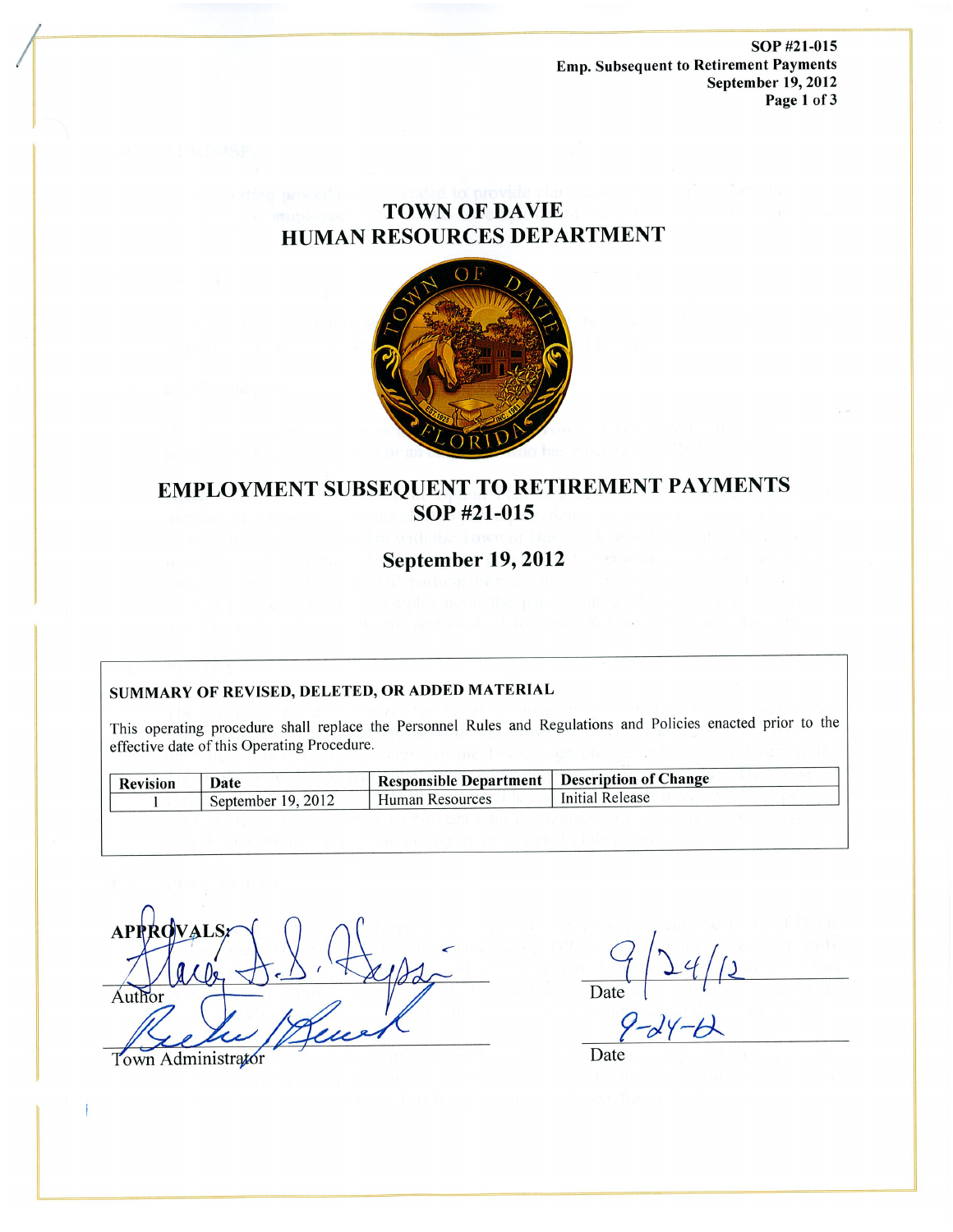SOP #21-015
Emp. Subsequent to Retirement Payments
September 19, 2012

# TOWN OF DAVIE
## HUMAN RESOURCES DEPARTMENT

# EMPLOYMENT SUBSEQUENT TO RETIREMENT PAYMENTS
## SOP #21-015

## September 19, 2012

**SUMMARY OF REVISED, DELETED, OR ADDED MATERIAL**

This operating procedure shall replace the Personnel Rules and Regulations and Policies enacted prior to the effective date of this Operating Procedure.

| Revision | Date | Responsible Department | Description of Change |
|---|---|---|---|
| 1 | September 19, 2012 | Human Resources | Initial Release |

APPROVALS:

Author ______________________ Date 9/24/12

Town Administrator ______________________ Date 9-24-12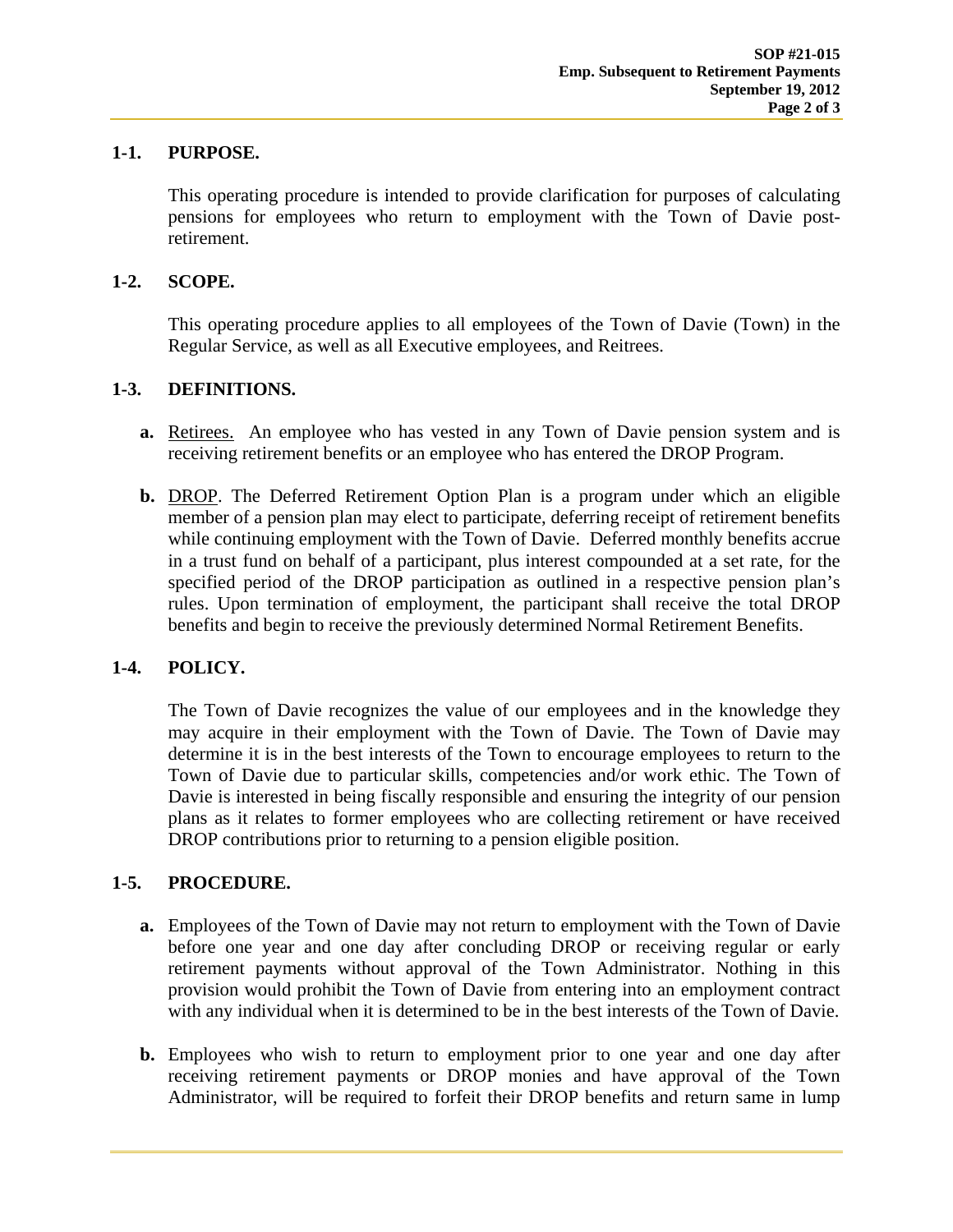## 1-1. PURPOSE.

This operating procedure is intended to provide clarification for purposes of calculating pensions for employees who return to employment with the Town of Davie post-retirement.

## 1-2. SCOPE.

This operating procedure applies to all employees of the Town of Davie (Town) in the Regular Service, as well as all Executive employees, and Reitrees.

## 1-3. DEFINITIONS.

**a.** Retirees. An employee who has vested in any Town of Davie pension system and is receiving retirement benefits or an employee who has entered the DROP Program.

**b.** DROP. The Deferred Retirement Option Plan is a program under which an eligible member of a pension plan may elect to participate, deferring receipt of retirement benefits while continuing employment with the Town of Davie. Deferred monthly benefits accrue in a trust fund on behalf of a participant, plus interest compounded at a set rate, for the specified period of the DROP participation as outlined in a respective pension plan's rules. Upon termination of employment, the participant shall receive the total DROP benefits and begin to receive the previously determined Normal Retirement Benefits.

## 1-4. POLICY.

The Town of Davie recognizes the value of our employees and in the knowledge they may acquire in their employment with the Town of Davie. The Town of Davie may determine it is in the best interests of the Town to encourage employees to return to the Town of Davie due to particular skills, competencies and/or work ethic. The Town of Davie is interested in being fiscally responsible and ensuring the integrity of our pension plans as it relates to former employees who are collecting retirement or have received DROP contributions prior to returning to a pension eligible position.

## 1-5. PROCEDURE.

**a.** Employees of the Town of Davie may not return to employment with the Town of Davie before one year and one day after concluding DROP or receiving regular or early retirement payments without approval of the Town Administrator. Nothing in this provision would prohibit the Town of Davie from entering into an employment contract with any individual when it is determined to be in the best interests of the Town of Davie.

**b.** Employees who wish to return to employment prior to one year and one day after receiving retirement payments or DROP monies and have approval of the Town Administrator, will be required to forfeit their DROP benefits and return same in lump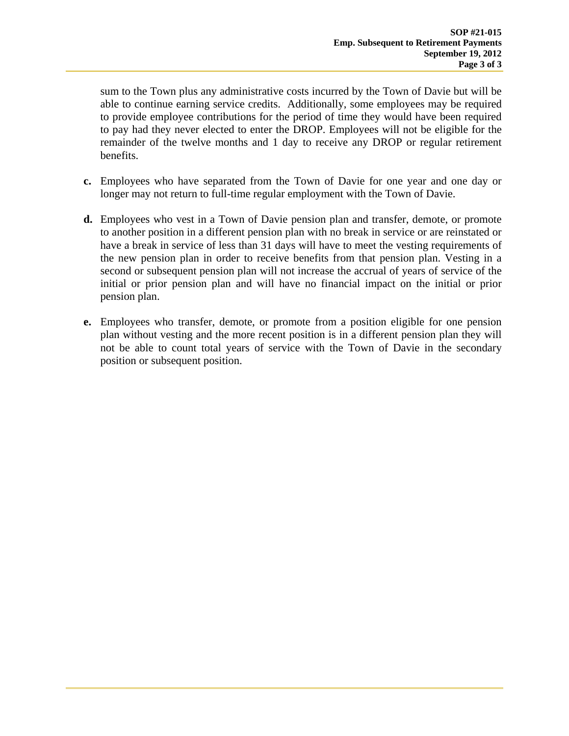sum to the Town plus any administrative costs incurred by the Town of Davie but will be able to continue earning service credits. Additionally, some employees may be required to provide employee contributions for the period of time they would have been required to pay had they never elected to enter the DROP. Employees will not be eligible for the remainder of the twelve months and 1 day to receive any DROP or regular retirement benefits.

**c.** Employees who have separated from the Town of Davie for one year and one day or longer may not return to full-time regular employment with the Town of Davie.

**d.** Employees who vest in a Town of Davie pension plan and transfer, demote, or promote to another position in a different pension plan with no break in service or are reinstated or have a break in service of less than 31 days will have to meet the vesting requirements of the new pension plan in order to receive benefits from that pension plan. Vesting in a second or subsequent pension plan will not increase the accrual of years of service of the initial or prior pension plan and will have no financial impact on the initial or prior pension plan.

**e.** Employees who transfer, demote, or promote from a position eligible for one pension plan without vesting and the more recent position is in a different pension plan they will not be able to count total years of service with the Town of Davie in the secondary position or subsequent position.